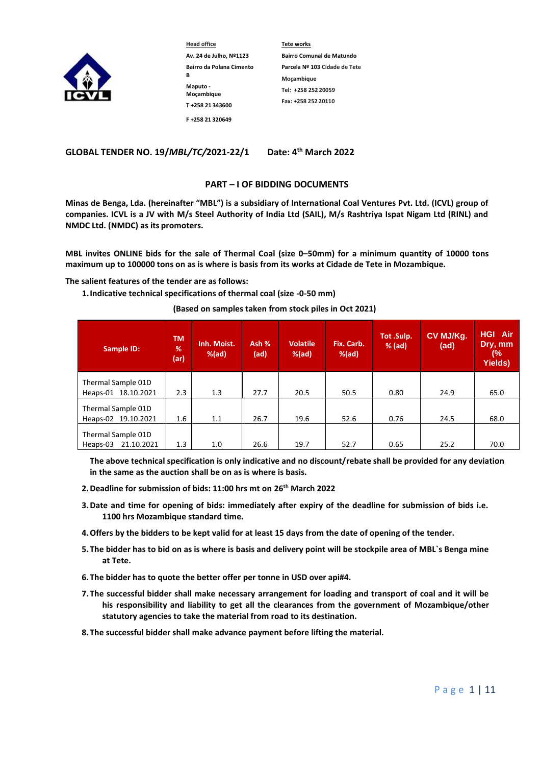**Head office**

Av. 24 de Julho, Nº1123

Bairro da Polana Cimento B

Maputo - Moçambique

T +258 21 343600

F +258 21 320649

**Tete works**

Bairro Comunal de Matundo

Parcela Nº 103 Cidade de Tete

Moçambique

Tel: +258 252 20059

Fax: +258 252 20110

**GLOBAL TENDER NO. 19/*MBL/TC*/2021-22/1 Date: 4th March 2022**

## PART – I OF BIDDING DOCUMENTS

**Minas de Benga, Lda. (hereinafter "MBL") is a subsidiary of International Coal Ventures Pvt. Ltd. (ICVL) group of companies. ICVL is a JV with M/s Steel Authority of India Ltd (SAIL), M/s Rashtriya Ispat Nigam Ltd (RINL) and NMDC Ltd. (NMDC) as its promoters.**

**MBL invites ONLINE bids for the sale of Thermal Coal (size 0–50mm) for a minimum quantity of 10000 tons maximum up to 100000 tons on as is where is basis from its works at Cidade de Tete in Mozambique.**

**The salient features of the tender are as follows:**

1. **Indicative technical specifications of thermal coal (size -0-50 mm)**

**(Based on samples taken from stock piles in Oct 2021)**

| Sample ID: | TM % (ar) | Inh. Moist. %(ad) | Ash % (ad) | Volatile %(ad) | Fix. Carb. %(ad) | Tot .Sulp. % (ad) | CV MJ/Kg. (ad) | HGI Air Dry, mm (% Yields) |
|---|---|---|---|---|---|---|---|---|
| Thermal Sample 01D Heaps-01 18.10.2021 | 2.3 | 1.3 | 27.7 | 20.5 | 50.5 | 0.80 | 24.9 | 65.0 |
| Thermal Sample 01D Heaps-02 19.10.2021 | 1.6 | 1.1 | 26.7 | 19.6 | 52.6 | 0.76 | 24.5 | 68.0 |
| Thermal Sample 01D Heaps-03 21.10.2021 | 1.3 | 1.0 | 26.6 | 19.7 | 52.7 | 0.65 | 25.2 | 70.0 |

**The above technical specification is only indicative and no discount/rebate shall be provided for any deviation in the same as the auction shall be on as is where is basis.**

2. **Deadline for submission of bids: 11:00 hrs mt on 26th March 2022**
3. **Date and time for opening of bids: immediately after expiry of the deadline for submission of bids i.e. 1100 hrs Mozambique standard time.**
4. **Offers by the bidders to be kept valid for at least 15 days from the date of opening of the tender.**
5. **The bidder has to bid on as is where is basis and delivery point will be stockpile area of MBL`s Benga mine at Tete.**
6. **The bidder has to quote the better offer per tonne in USD over api#4.**
7. **The successful bidder shall make necessary arrangement for loading and transport of coal and it will be his responsibility and liability to get all the clearances from the government of Mozambique/other statutory agencies to take the material from road to its destination.**
8. **The successful bidder shall make advance payment before lifting the material.**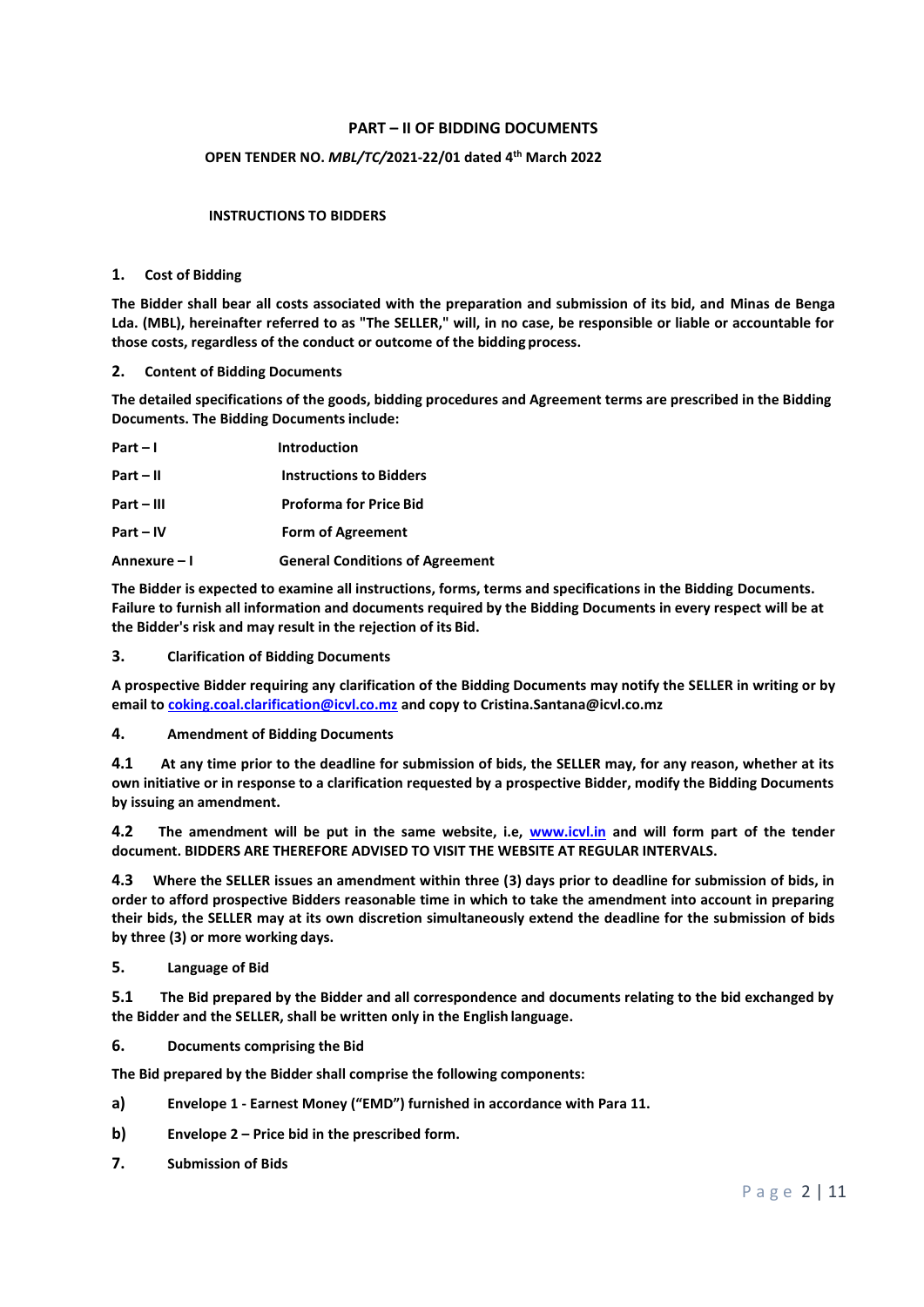## PART – II OF BIDDING DOCUMENTS

### OPEN TENDER NO. *MBL/TC/*2021-22/01 dated 4th March 2022

### INSTRUCTIONS TO BIDDERS

**1. Cost of Bidding**

**The Bidder shall bear all costs associated with the preparation and submission of its bid, and Minas de Benga Lda. (MBL), hereinafter referred to as "The SELLER," will, in no case, be responsible or liable or accountable for those costs, regardless of the conduct or outcome of the bidding process.**

**2. Content of Bidding Documents**

**The detailed specifications of the goods, bidding procedures and Agreement terms are prescribed in the Bidding Documents. The Bidding Documents include:**

| | |
|---|---|
| **Part – I** | **Introduction** |
| **Part – II** | **Instructions to Bidders** |
| **Part – III** | **Proforma for Price Bid** |
| **Part – IV** | **Form of Agreement** |
| **Annexure – I** | **General Conditions of Agreement** |

**The Bidder is expected to examine all instructions, forms, terms and specifications in the Bidding Documents. Failure to furnish all information and documents required by the Bidding Documents in every respect will be at the Bidder's risk and may result in the rejection of its Bid.**

**3. Clarification of Bidding Documents**

**A prospective Bidder requiring any clarification of the Bidding Documents may notify the SELLER in writing or by email to coking.coal.clarification@icvl.co.mz and copy to Cristina.Santana@icvl.co.mz**

**4. Amendment of Bidding Documents**

**4.1 At any time prior to the deadline for submission of bids, the SELLER may, for any reason, whether at its own initiative or in response to a clarification requested by a prospective Bidder, modify the Bidding Documents by issuing an amendment.**

**4.2 The amendment will be put in the same website, i.e, www.icvl.in and will form part of the tender document. BIDDERS ARE THEREFORE ADVISED TO VISIT THE WEBSITE AT REGULAR INTERVALS.**

**4.3 Where the SELLER issues an amendment within three (3) days prior to deadline for submission of bids, in order to afford prospective Bidders reasonable time in which to take the amendment into account in preparing their bids, the SELLER may at its own discretion simultaneously extend the deadline for the submission of bids by three (3) or more working days.**

**5. Language of Bid**

**5.1 The Bid prepared by the Bidder and all correspondence and documents relating to the bid exchanged by the Bidder and the SELLER, shall be written only in the English language.**

**6. Documents comprising the Bid**

**The Bid prepared by the Bidder shall comprise the following components:**

**a) Envelope 1 - Earnest Money ("EMD") furnished in accordance with Para 11.**

**b) Envelope 2 – Price bid in the prescribed form.**

**7. Submission of Bids**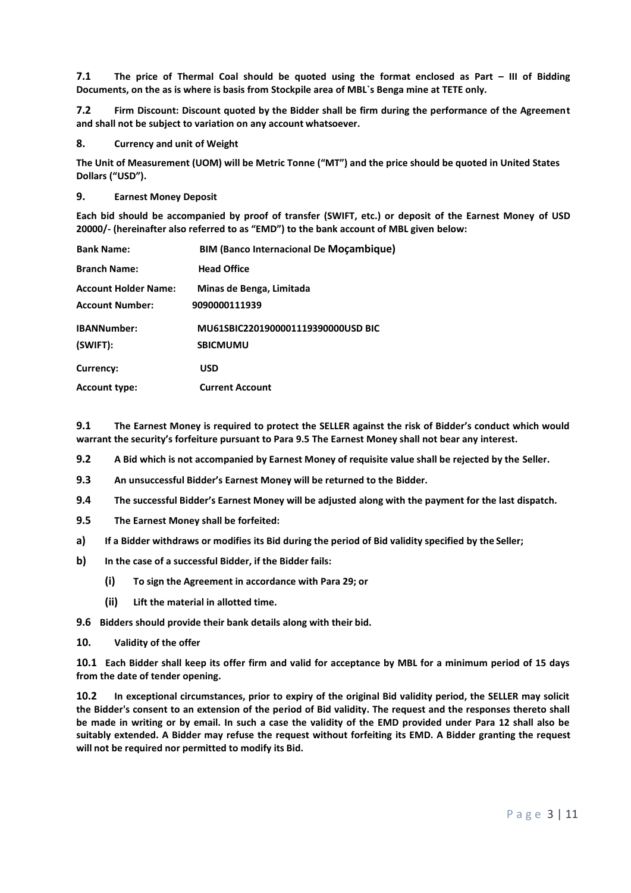**7.1 The price of Thermal Coal should be quoted using the format enclosed as Part – III of Bidding Documents, on the as is where is basis from Stockpile area of MBL`s Benga mine at TETE only.**

**7.2 Firm Discount: Discount quoted by the Bidder shall be firm during the performance of the Agreement and shall not be subject to variation on any account whatsoever.**

**8. Currency and unit of Weight**

**The Unit of Measurement (UOM) will be Metric Tonne ("MT") and the price should be quoted in United States Dollars ("USD").**

**9. Earnest Money Deposit**

**Each bid should be accompanied by proof of transfer (SWIFT, etc.) or deposit of the Earnest Money of USD 20000/- (hereinafter also referred to as "EMD") to the bank account of MBL given below:**

| | |
|---|---|
| **Bank Name:** | **BIM (Banco Internacional De Moçambique)** |
| **Branch Name:** | **Head Office** |
| **Account Holder Name:** | **Minas de Benga, Limitada** |
| **Account Number:** | **9090000111939** |
| **IBANNumber:** | **MU61SBIC2201900001119390000USD BIC** |
| **(SWIFT):** | **SBICMUMU** |
| **Currency:** | **USD** |
| **Account type:** | **Current Account** |

**9.1 The Earnest Money is required to protect the SELLER against the risk of Bidder's conduct which would warrant the security's forfeiture pursuant to Para 9.5 The Earnest Money shall not bear any interest.**

**9.2 A Bid which is not accompanied by Earnest Money of requisite value shall be rejected by the Seller.**

**9.3 An unsuccessful Bidder's Earnest Money will be returned to the Bidder.**

**9.4 The successful Bidder's Earnest Money will be adjusted along with the payment for the last dispatch.**

**9.5 The Earnest Money shall be forfeited:**

**a) If a Bidder withdraws or modifies its Bid during the period of Bid validity specified by the Seller;**

**b) In the case of a successful Bidder, if the Bidder fails:**

- **(i) To sign the Agreement in accordance with Para 29; or**
- **(ii) Lift the material in allotted time.**

**9.6 Bidders should provide their bank details along with their bid.**

**10. Validity of the offer**

**10.1 Each Bidder shall keep its offer firm and valid for acceptance by MBL for a minimum period of 15 days from the date of tender opening.**

**10.2 In exceptional circumstances, prior to expiry of the original Bid validity period, the SELLER may solicit the Bidder's consent to an extension of the period of Bid validity. The request and the responses thereto shall be made in writing or by email. In such a case the validity of the EMD provided under Para 12 shall also be suitably extended. A Bidder may refuse the request without forfeiting its EMD. A Bidder granting the request will not be required nor permitted to modify its Bid.**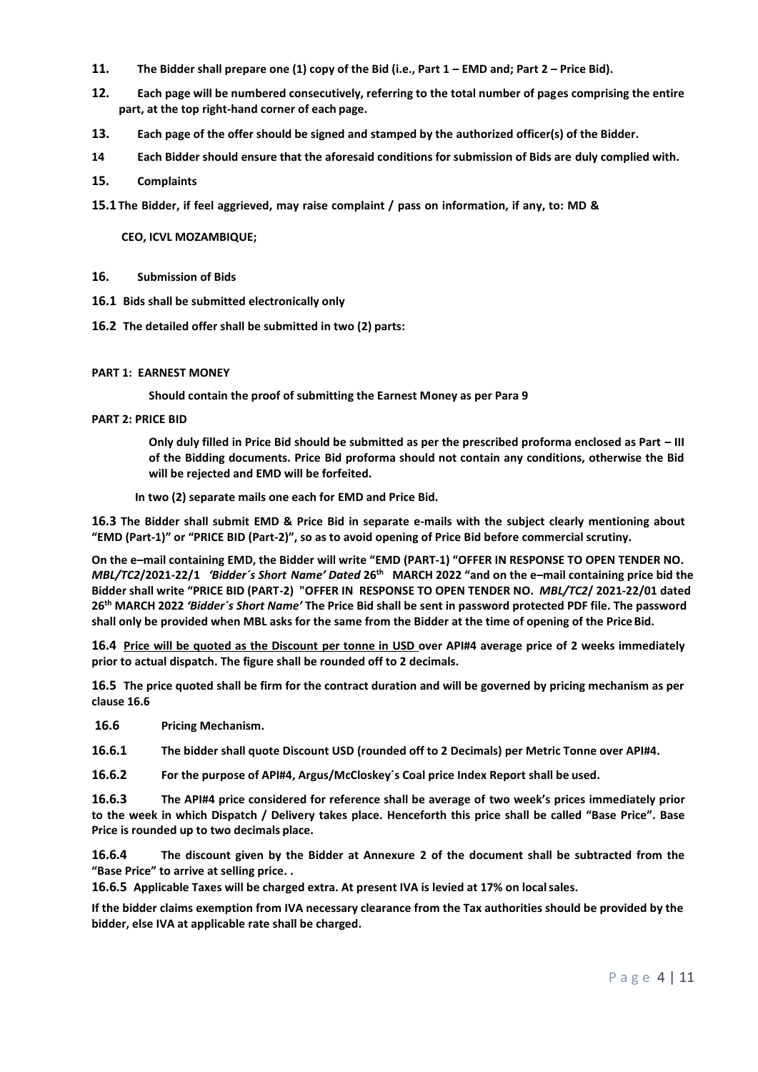**11. The Bidder shall prepare one (1) copy of the Bid (i.e., Part 1 – EMD and; Part 2 – Price Bid).**

**12. Each page will be numbered consecutively, referring to the total number of pages comprising the entire part, at the top right-hand corner of each page.**

**13. Each page of the offer should be signed and stamped by the authorized officer(s) of the Bidder.**

**14 Each Bidder should ensure that the aforesaid conditions for submission of Bids are duly complied with.**

**15. Complaints**

**15.1 The Bidder, if feel aggrieved, may raise complaint / pass on information, if any, to: MD & CEO, ICVL MOZAMBIQUE;**

**16. Submission of Bids**

**16.1 Bids shall be submitted electronically only**

**16.2 The detailed offer shall be submitted in two (2) parts:**

**PART 1: EARNEST MONEY**

**Should contain the proof of submitting the Earnest Money as per Para 9**

**PART 2: PRICE BID**

**Only duly filled in Price Bid should be submitted as per the prescribed proforma enclosed as Part – III of the Bidding documents. Price Bid proforma should not contain any conditions, otherwise the Bid will be rejected and EMD will be forfeited.**

**In two (2) separate mails one each for EMD and Price Bid.**

**16.3 The Bidder shall submit EMD & Price Bid in separate e-mails with the subject clearly mentioning about "EMD (Part-1)" or "PRICE BID (Part-2)", so as to avoid opening of Price Bid before commercial scrutiny.**

**On the e–mail containing EMD, the Bidder will write "EMD (PART-1) "OFFER IN RESPONSE TO OPEN TENDER NO. *MBL/TC2*/2021-22/1 *'Bidder´s Short Name' Dated* 26th MARCH 2022 "and on the e–mail containing price bid the Bidder shall write "PRICE BID (PART-2) "OFFER IN RESPONSE TO OPEN TENDER NO. *MBL/TC2*/ 2021-22/01 dated 26th MARCH 2022 *'Bidder´s Short Name'* The Price Bid shall be sent in password protected PDF file. The password shall only be provided when MBL asks for the same from the Bidder at the time of opening of the Price Bid.**

**16.4 <u>Price will be quoted as the Discount per tonne in USD</u> over API#4 average price of 2 weeks immediately prior to actual dispatch. The figure shall be rounded off to 2 decimals.**

**16.5 The price quoted shall be firm for the contract duration and will be governed by pricing mechanism as per clause 16.6**

**16.6 Pricing Mechanism.**

**16.6.1 The bidder shall quote Discount USD (rounded off to 2 Decimals) per Metric Tonne over API#4.**

**16.6.2 For the purpose of API#4, Argus/McCloskey´s Coal price Index Report shall be used.**

**16.6.3 The API#4 price considered for reference shall be average of two week's prices immediately prior to the week in which Dispatch / Delivery takes place. Henceforth this price shall be called "Base Price". Base Price is rounded up to two decimals place.**

**16.6.4 The discount given by the Bidder at Annexure 2 of the document shall be subtracted from the "Base Price" to arrive at selling price. .**

**16.6.5 Applicable Taxes will be charged extra. At present IVA is levied at 17% on local sales.**

**If the bidder claims exemption from IVA necessary clearance from the Tax authorities should be provided by the bidder, else IVA at applicable rate shall be charged.**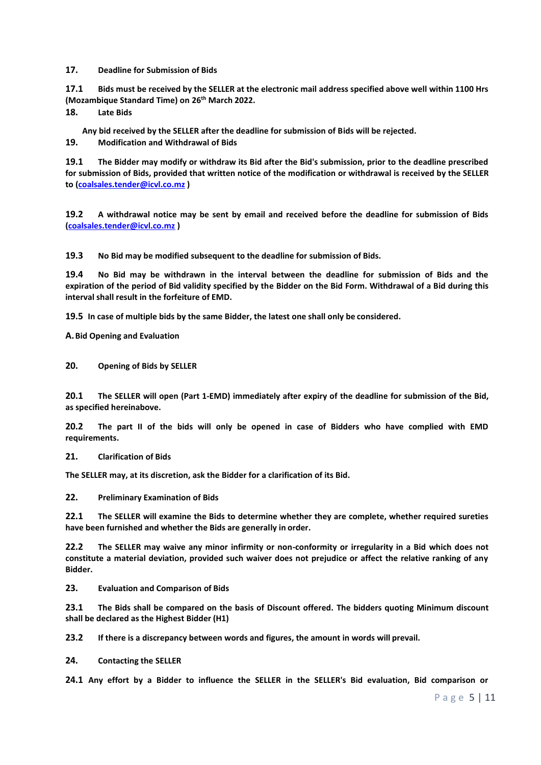**17. Deadline for Submission of Bids**

**17.1 Bids must be received by the SELLER at the electronic mail address specified above well within 1100 Hrs (Mozambique Standard Time) on 26th March 2022.**

**18. Late Bids**

**Any bid received by the SELLER after the deadline for submission of Bids will be rejected.**

**19. Modification and Withdrawal of Bids**

**19.1 The Bidder may modify or withdraw its Bid after the Bid's submission, prior to the deadline prescribed for submission of Bids, provided that written notice of the modification or withdrawal is received by the SELLER to (coalsales.tender@icvl.co.mz )**

**19.2 A withdrawal notice may be sent by email and received before the deadline for submission of Bids (coalsales.tender@icvl.co.mz )**

**19.3 No Bid may be modified subsequent to the deadline for submission of Bids.**

**19.4 No Bid may be withdrawn in the interval between the deadline for submission of Bids and the expiration of the period of Bid validity specified by the Bidder on the Bid Form. Withdrawal of a Bid during this interval shall result in the forfeiture of EMD.**

**19.5 In case of multiple bids by the same Bidder, the latest one shall only be considered.**

**A. Bid Opening and Evaluation**

**20. Opening of Bids by SELLER**

**20.1 The SELLER will open (Part 1-EMD) immediately after expiry of the deadline for submission of the Bid, as specified hereinabove.**

**20.2 The part II of the bids will only be opened in case of Bidders who have complied with EMD requirements.**

**21. Clarification of Bids**

**The SELLER may, at its discretion, ask the Bidder for a clarification of its Bid.**

**22. Preliminary Examination of Bids**

**22.1 The SELLER will examine the Bids to determine whether they are complete, whether required sureties have been furnished and whether the Bids are generally in order.**

**22.2 The SELLER may waive any minor infirmity or non-conformity or irregularity in a Bid which does not constitute a material deviation, provided such waiver does not prejudice or affect the relative ranking of any Bidder.**

**23. Evaluation and Comparison of Bids**

**23.1 The Bids shall be compared on the basis of Discount offered. The bidders quoting Minimum discount shall be declared as the Highest Bidder (H1)**

**23.2 If there is a discrepancy between words and figures, the amount in words will prevail.**

**24. Contacting the SELLER**

**24.1 Any effort by a Bidder to influence the SELLER in the SELLER's Bid evaluation, Bid comparison or**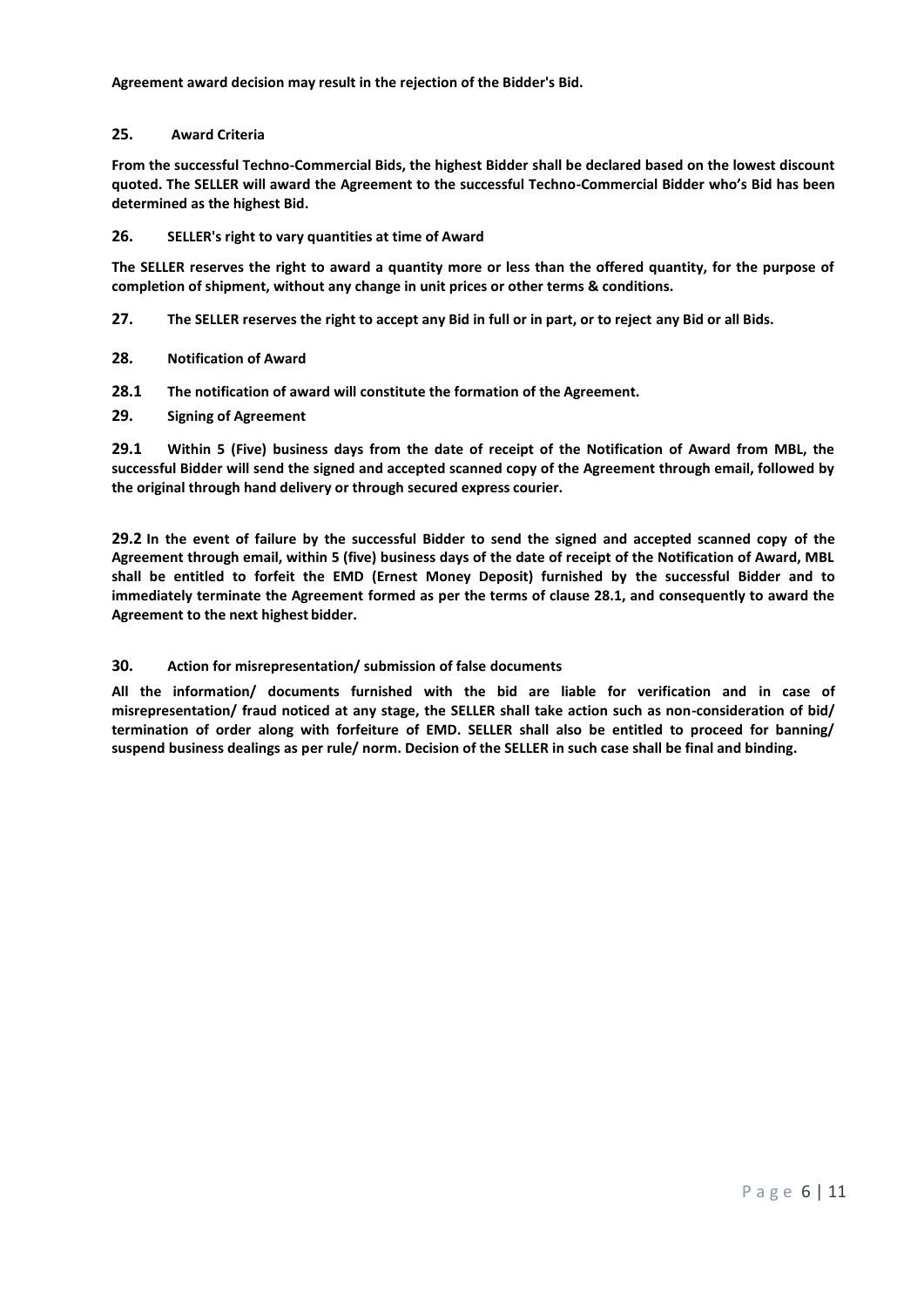**Agreement award decision may result in the rejection of the Bidder's Bid.**

## 25. Award Criteria

**From the successful Techno-Commercial Bids, the highest Bidder shall be declared based on the lowest discount quoted. The SELLER will award the Agreement to the successful Techno-Commercial Bidder who's Bid has been determined as the highest Bid.**

## 26. SELLER's right to vary quantities at time of Award

**The SELLER reserves the right to award a quantity more or less than the offered quantity, for the purpose of completion of shipment, without any change in unit prices or other terms & conditions.**

## 27. The SELLER reserves the right to accept any Bid in full or in part, or to reject any Bid or all Bids.

## 28. Notification of Award

**28.1 The notification of award will constitute the formation of the Agreement.**

## 29. Signing of Agreement

**29.1 Within 5 (Five) business days from the date of receipt of the Notification of Award from MBL, the successful Bidder will send the signed and accepted scanned copy of the Agreement through email, followed by the original through hand delivery or through secured express courier.**

**29.2 In the event of failure by the successful Bidder to send the signed and accepted scanned copy of the Agreement through email, within 5 (five) business days of the date of receipt of the Notification of Award, MBL shall be entitled to forfeit the EMD (Ernest Money Deposit) furnished by the successful Bidder and to immediately terminate the Agreement formed as per the terms of clause 28.1, and consequently to award the Agreement to the next highest bidder.**

## 30. Action for misrepresentation/ submission of false documents

**All the information/ documents furnished with the bid are liable for verification and in case of misrepresentation/ fraud noticed at any stage, the SELLER shall take action such as non-consideration of bid/ termination of order along with forfeiture of EMD. SELLER shall also be entitled to proceed for banning/ suspend business dealings as per rule/ norm. Decision of the SELLER in such case shall be final and binding.**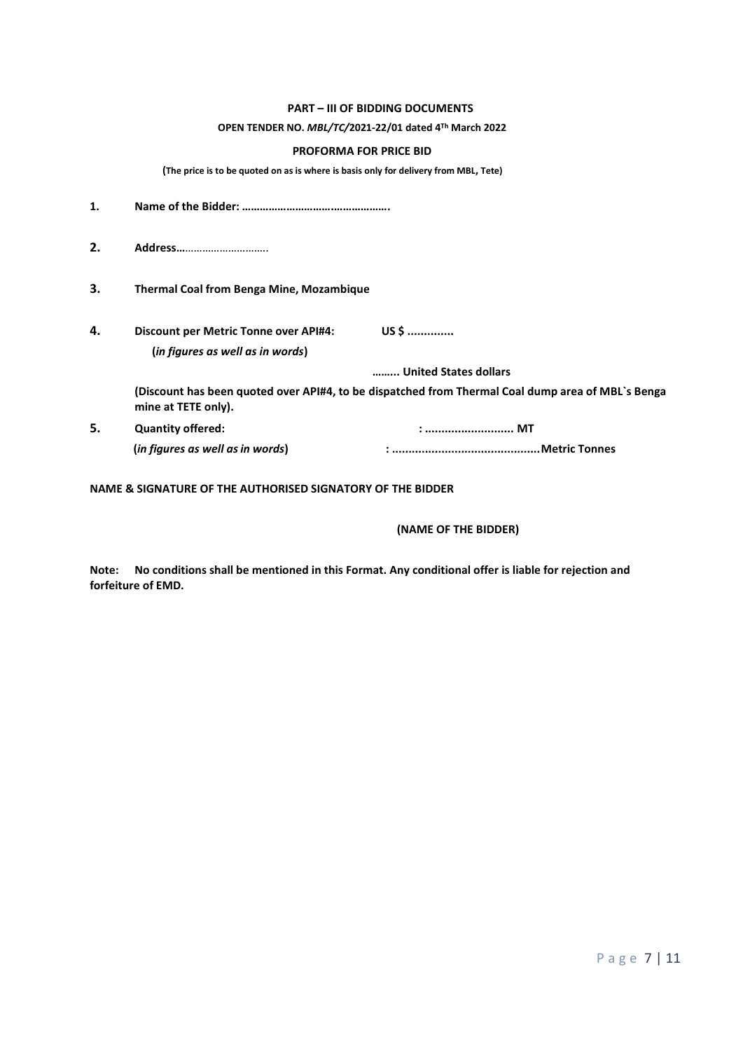**PART – III OF BIDDING DOCUMENTS**

**OPEN TENDER NO. *MBL/TC/*2021-22/01 dated 4Th March 2022**

**PROFORMA FOR PRICE BID**

**(The price is to be quoted on as is where is basis only for delivery from MBL, Tete)**

1. **Name of the Bidder: ……………………….……………….**

2. **Address**………………………….

3. **Thermal Coal from Benga Mine, Mozambique**

4. **Discount per Metric Tonne over API#4:** **US $ ..............**

   **(*in figures as well as in words*)**

   **…….. United States dollars**

   **(Discount has been quoted over API#4, to be dispatched from Thermal Coal dump area of MBL`s Benga mine at TETE only).**

5. **Quantity offered:** **: ........................... MT**

   **(*in figures as well as in words*)** **: .............................................Metric Tonnes**

**NAME & SIGNATURE OF THE AUTHORISED SIGNATORY OF THE BIDDER**

**(NAME OF THE BIDDER)**

**Note: No conditions shall be mentioned in this Format. Any conditional offer is liable for rejection and forfeiture of EMD.**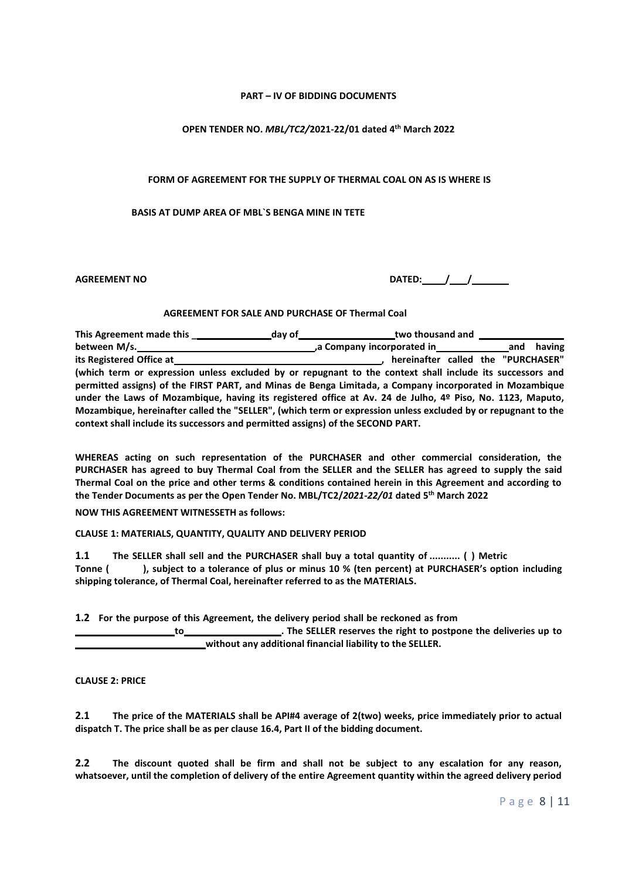**PART – IV OF BIDDING DOCUMENTS**

**OPEN TENDER NO. *MBL/TC2/*2021-22/01 dated 4th March 2022**

**FORM OF AGREEMENT FOR THE SUPPLY OF THERMAL COAL ON AS IS WHERE IS**

**BASIS AT DUMP AREA OF MBL`S BENGA MINE IN TETE**

**AGREEMENT NO** **DATED:\_\_\_\_/\_\_\_/\_\_\_\_\_\_\_**

**AGREEMENT FOR SALE AND PURCHASE OF Thermal Coal**

**This Agreement made this \_\_\_\_\_\_\_\_\_\_\_\_\_\_\_ day of \_\_\_\_\_\_\_\_\_\_\_\_\_\_\_\_\_\_ two thousand and \_\_\_\_\_\_\_\_\_\_\_\_\_\_\_\_ between M/s.\_\_\_\_\_\_\_\_\_\_\_\_\_\_\_\_\_\_\_\_\_\_\_\_\_\_\_\_\_\_\_\_\_,a Company incorporated in \_\_\_\_\_\_\_\_\_\_\_\_\_\_ and having its Registered Office at \_\_\_\_\_\_\_\_\_\_\_\_\_\_\_\_\_\_\_\_\_\_\_\_\_\_\_\_\_\_\_\_\_\_\_\_\_\_\_\_, hereinafter called the "PURCHASER" (which term or expression unless excluded by or repugnant to the context shall include its successors and permitted assigns) of the FIRST PART, and Minas de Benga Limitada, a Company incorporated in Mozambique under the Laws of Mozambique, having its registered office at Av. 24 de Julho, 4º Piso, No. 1123, Maputo, Mozambique, hereinafter called the "SELLER", (which term or expression unless excluded by or repugnant to the context shall include its successors and permitted assigns) of the SECOND PART.**

**WHEREAS acting on such representation of the PURCHASER and other commercial consideration, the PURCHASER has agreed to buy Thermal Coal from the SELLER and the SELLER has agreed to supply the said Thermal Coal on the price and other terms & conditions contained herein in this Agreement and according to the Tender Documents as per the Open Tender No. MBL/TC2/*2021-22/01* dated 5th March 2022**

**NOW THIS AGREEMENT WITNESSETH as follows:**

**CLAUSE 1: MATERIALS, QUANTITY, QUALITY AND DELIVERY PERIOD**

**1.1** **The SELLER shall sell and the PURCHASER shall buy a total quantity of ........... ( ) Metric Tonne ( ), subject to a tolerance of plus or minus 10 % (ten percent) at PURCHASER's option including shipping tolerance, of Thermal Coal, hereinafter referred to as the MATERIALS.**

**1.2** **For the purpose of this Agreement, the delivery period shall be reckoned as from \_\_\_\_\_\_\_\_\_\_\_\_\_\_\_\_\_\_ to \_\_\_\_\_\_\_\_\_\_\_\_\_\_\_\_\_\_. The SELLER reserves the right to postpone the deliveries up to \_\_\_\_\_\_\_\_\_\_\_\_\_\_\_\_\_\_\_\_\_\_\_\_\_ without any additional financial liability to the SELLER.**

**CLAUSE 2: PRICE**

**2.1** **The price of the MATERIALS shall be API#4 average of 2(two) weeks, price immediately prior to actual dispatch T. The price shall be as per clause 16.4, Part II of the bidding document.**

**2.2** **The discount quoted shall be firm and shall not be subject to any escalation for any reason, whatsoever, until the completion of delivery of the entire Agreement quantity within the agreed delivery period**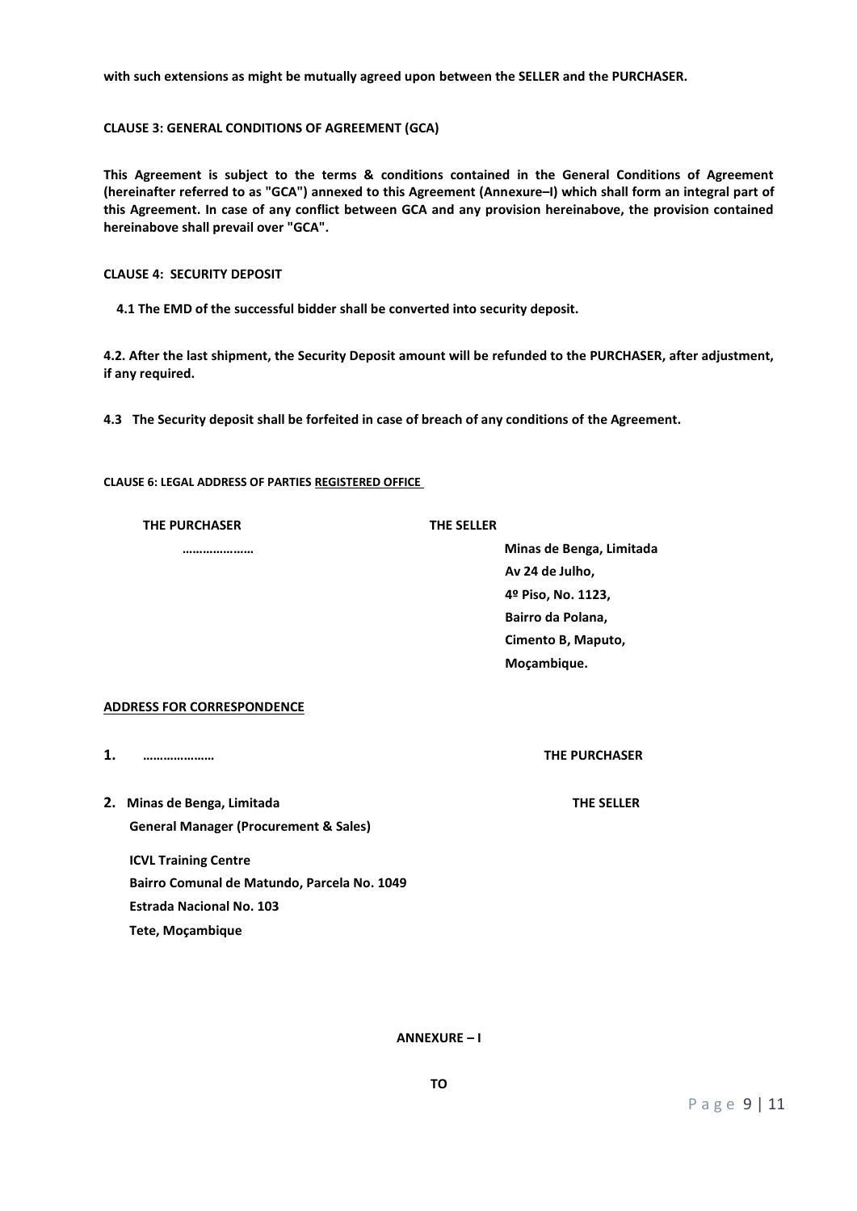**with such extensions as might be mutually agreed upon between the SELLER and the PURCHASER.**

**CLAUSE 3: GENERAL CONDITIONS OF AGREEMENT (GCA)**

**This Agreement is subject to the terms & conditions contained in the General Conditions of Agreement (hereinafter referred to as "GCA") annexed to this Agreement (Annexure–I) which shall form an integral part of this Agreement. In case of any conflict between GCA and any provision hereinabove, the provision contained hereinabove shall prevail over "GCA".**

**CLAUSE 4: SECURITY DEPOSIT**

**4.1 The EMD of the successful bidder shall be converted into security deposit.**

**4.2. After the last shipment, the Security Deposit amount will be refunded to the PURCHASER, after adjustment, if any required.**

**4.3 The Security deposit shall be forfeited in case of breach of any conditions of the Agreement.**

**CLAUSE 6: LEGAL ADDRESS OF PARTIES <u>REGISTERED OFFICE</u>**

| THE PURCHASER | THE SELLER |
|---|---|
| ………………… | Minas de Benga, Limitada<br>Av 24 de Julho,<br>4º Piso, No. 1123,<br>Bairro da Polana,<br>Cimento B, Maputo,<br>Moçambique. |

**<u>ADDRESS FOR CORRESPONDENCE</u>**

1. **…………………** — **THE PURCHASER**

2. **Minas de Benga, Limitada** — **THE SELLER**
   **General Manager (Procurement & Sales)**

   **ICVL Training Centre**
   **Bairro Comunal de Matundo, Parcela No. 1049**
   **Estrada Nacional No. 103**
   **Tete, Moçambique**

**ANNEXURE – I**

**TO**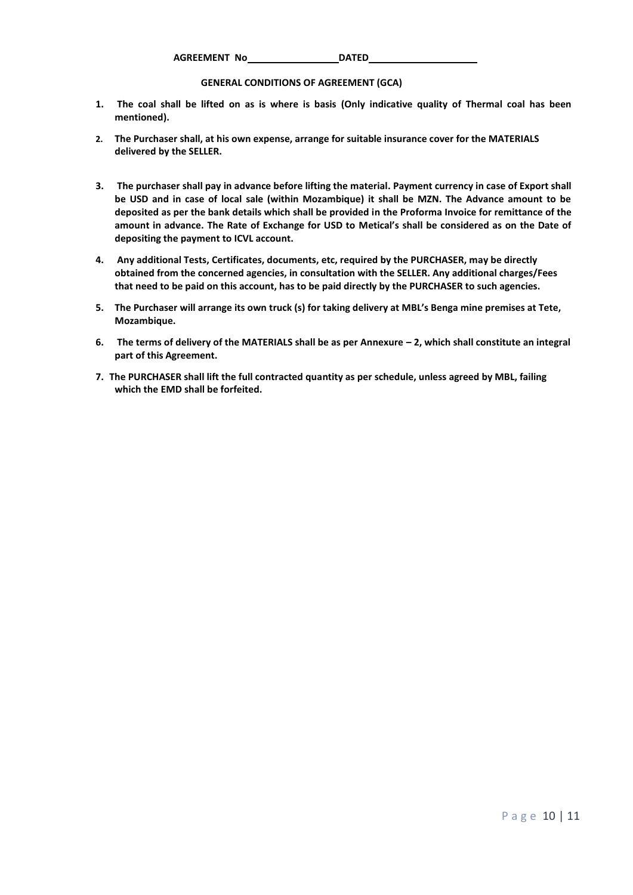**AGREEMENT No\_\_\_\_\_\_\_\_\_\_\_\_\_\_\_\_DATED\_\_\_\_\_\_\_\_\_\_\_\_\_\_\_\_\_\_\_\_**

**GENERAL CONDITIONS OF AGREEMENT (GCA)**

1. **The coal shall be lifted on as is where is basis (Only indicative quality of Thermal coal has been mentioned).**
2. **The Purchaser shall, at his own expense, arrange for suitable insurance cover for the MATERIALS delivered by the SELLER.**
3. **The purchaser shall pay in advance before lifting the material. Payment currency in case of Export shall be USD and in case of local sale (within Mozambique) it shall be MZN. The Advance amount to be deposited as per the bank details which shall be provided in the Proforma Invoice for remittance of the amount in advance. The Rate of Exchange for USD to Metical's shall be considered as on the Date of depositing the payment to ICVL account.**
4. **Any additional Tests, Certificates, documents, etc, required by the PURCHASER, may be directly obtained from the concerned agencies, in consultation with the SELLER. Any additional charges/Fees that need to be paid on this account, has to be paid directly by the PURCHASER to such agencies.**
5. **The Purchaser will arrange its own truck (s) for taking delivery at MBL's Benga mine premises at Tete, Mozambique.**
6. **The terms of delivery of the MATERIALS shall be as per Annexure – 2, which shall constitute an integral part of this Agreement.**
7. **The PURCHASER shall lift the full contracted quantity as per schedule, unless agreed by MBL, failing which the EMD shall be forfeited.**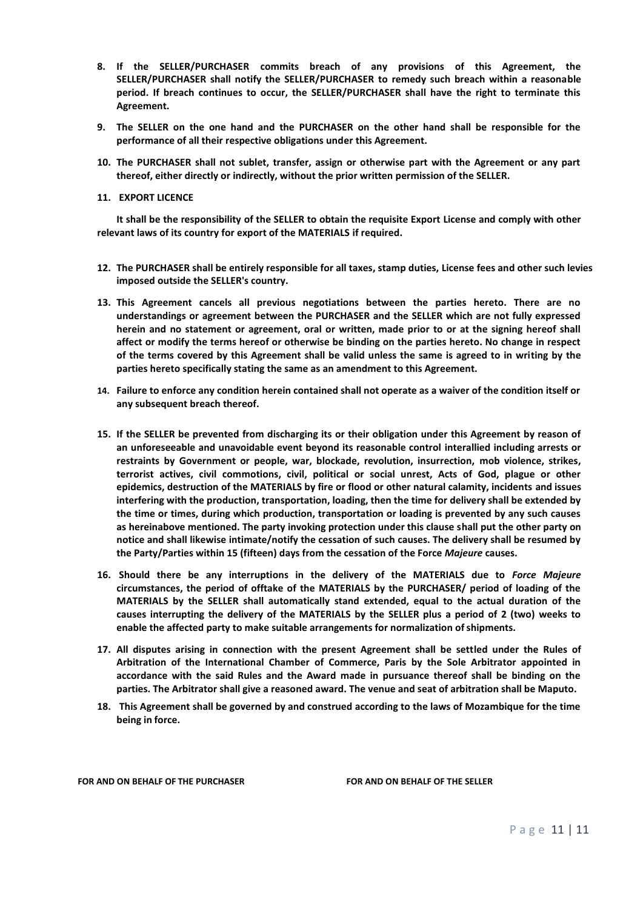8. **If the SELLER/PURCHASER commits breach of any provisions of this Agreement, the SELLER/PURCHASER shall notify the SELLER/PURCHASER to remedy such breach within a reasonable period. If breach continues to occur, the SELLER/PURCHASER shall have the right to terminate this Agreement.**

9. **The SELLER on the one hand and the PURCHASER on the other hand shall be responsible for the performance of all their respective obligations under this Agreement.**

10. **The PURCHASER shall not sublet, transfer, assign or otherwise part with the Agreement or any part thereof, either directly or indirectly, without the prior written permission of the SELLER.**

11. **EXPORT LICENCE**

**It shall be the responsibility of the SELLER to obtain the requisite Export License and comply with other relevant laws of its country for export of the MATERIALS if required.**

12. **The PURCHASER shall be entirely responsible for all taxes, stamp duties, License fees and other such levies imposed outside the SELLER's country.**

13. **This Agreement cancels all previous negotiations between the parties hereto. There are no understandings or agreement between the PURCHASER and the SELLER which are not fully expressed herein and no statement or agreement, oral or written, made prior to or at the signing hereof shall affect or modify the terms hereof or otherwise be binding on the parties hereto. No change in respect of the terms covered by this Agreement shall be valid unless the same is agreed to in writing by the parties hereto specifically stating the same as an amendment to this Agreement.**

14. **Failure to enforce any condition herein contained shall not operate as a waiver of the condition itself or any subsequent breach thereof.**

15. **If the SELLER be prevented from discharging its or their obligation under this Agreement by reason of an unforeseeable and unavoidable event beyond its reasonable control interallied including arrests or restraints by Government or people, war, blockade, revolution, insurrection, mob violence, strikes, terrorist actives, civil commotions, civil, political or social unrest, Acts of God, plague or other epidemics, destruction of the MATERIALS by fire or flood or other natural calamity, incidents and issues interfering with the production, transportation, loading, then the time for delivery shall be extended by the time or times, during which production, transportation or loading is prevented by any such causes as hereinabove mentioned. The party invoking protection under this clause shall put the other party on notice and shall likewise intimate/notify the cessation of such causes. The delivery shall be resumed by the Party/Parties within 15 (fifteen) days from the cessation of the Force *Majeure* causes.**

16. **Should there be any interruptions in the delivery of the MATERIALS due to *Force Majeure* circumstances, the period of offtake of the MATERIALS by the PURCHASER/ period of loading of the MATERIALS by the SELLER shall automatically stand extended, equal to the actual duration of the causes interrupting the delivery of the MATERIALS by the SELLER plus a period of 2 (two) weeks to enable the affected party to make suitable arrangements for normalization of shipments.**

17. **All disputes arising in connection with the present Agreement shall be settled under the Rules of Arbitration of the International Chamber of Commerce, Paris by the Sole Arbitrator appointed in accordance with the said Rules and the Award made in pursuance thereof shall be binding on the parties. The Arbitrator shall give a reasoned award. The venue and seat of arbitration shall be Maputo.**

18. **This Agreement shall be governed by and construed according to the laws of Mozambique for the time being in force.**

**FOR AND ON BEHALF OF THE PURCHASER** **FOR AND ON BEHALF OF THE SELLER**